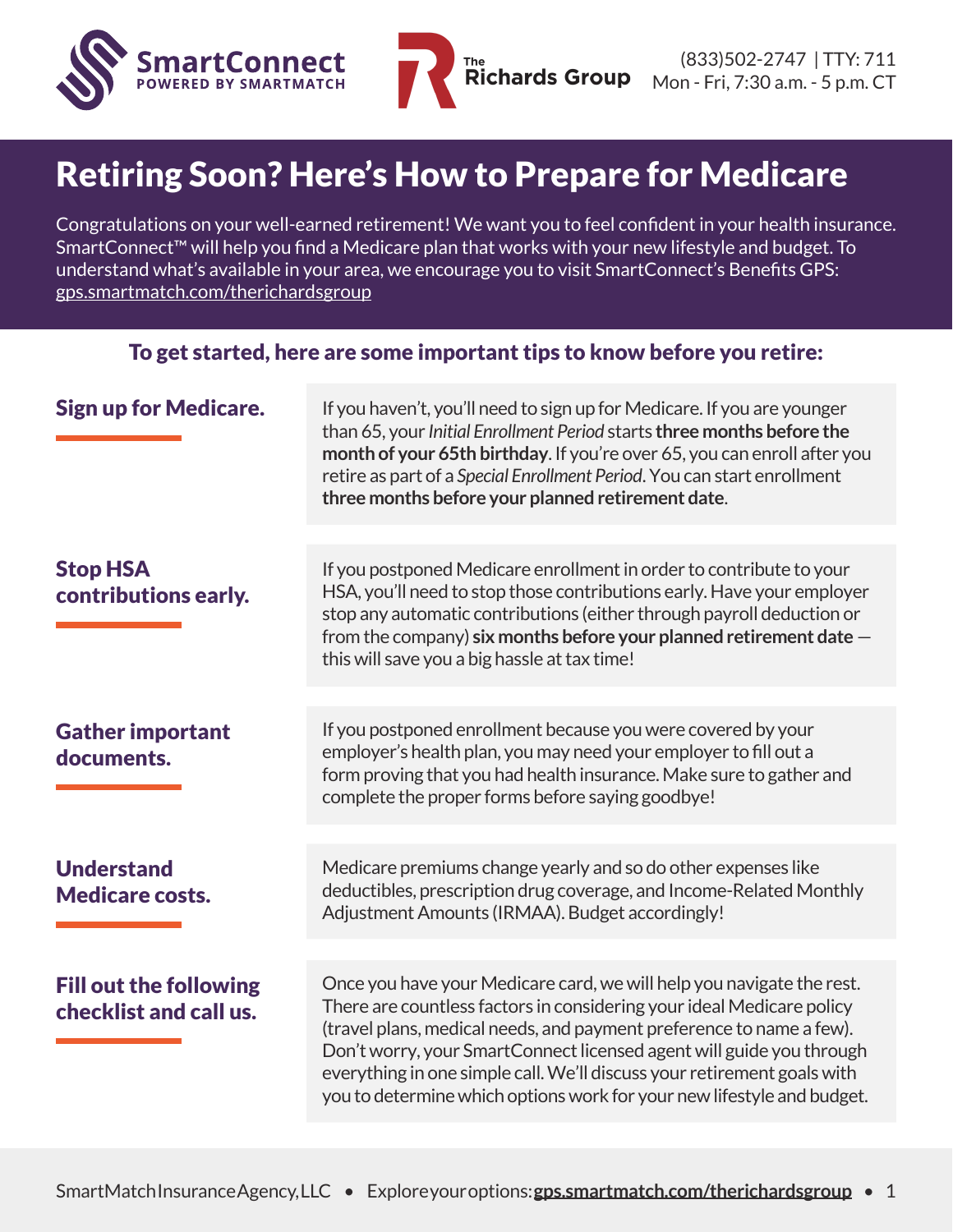SmartConnect POWERED BY SMARTMATCH

The Richards Group

(833)502-2747 | TTY: 711
Mon - Fri, 7:30 a.m. - 5 p.m. CT

# Retiring Soon? Here's How to Prepare for Medicare

Congratulations on your well-earned retirement! We want you to feel confident in your health insurance. SmartConnect™ will help you find a Medicare plan that works with your new lifestyle and budget. To understand what's available in your area, we encourage you to visit SmartConnect's Benefits GPS: gps.smartmatch.com/therichardsgroup

## To get started, here are some important tips to know before you retire:

### Sign up for Medicare.

If you haven't, you'll need to sign up for Medicare. If you are younger than 65, your *Initial Enrollment Period* starts **three months before the month of your 65th birthday**. If you're over 65, you can enroll after you retire as part of a *Special Enrollment Period*. You can start enrollment **three months before your planned retirement date**.

### Stop HSA contributions early.

If you postponed Medicare enrollment in order to contribute to your HSA, you'll need to stop those contributions early. Have your employer stop any automatic contributions (either through payroll deduction or from the company) **six months before your planned retirement date** — this will save you a big hassle at tax time!

### Gather important documents.

If you postponed enrollment because you were covered by your employer's health plan, you may need your employer to fill out a form proving that you had health insurance. Make sure to gather and complete the proper forms before saying goodbye!

### Understand Medicare costs.

Medicare premiums change yearly and so do other expenses like deductibles, prescription drug coverage, and Income-Related Monthly Adjustment Amounts (IRMAA). Budget accordingly!

### Fill out the following checklist and call us.

Once you have your Medicare card, we will help you navigate the rest. There are countless factors in considering your ideal Medicare policy (travel plans, medical needs, and payment preference to name a few). Don't worry, your SmartConnect licensed agent will guide you through everything in one simple call. We'll discuss your retirement goals with you to determine which options work for your new lifestyle and budget.

SmartMatch Insurance Agency, LLC • Explore your options: **gps.smartmatch.com/therichardsgroup**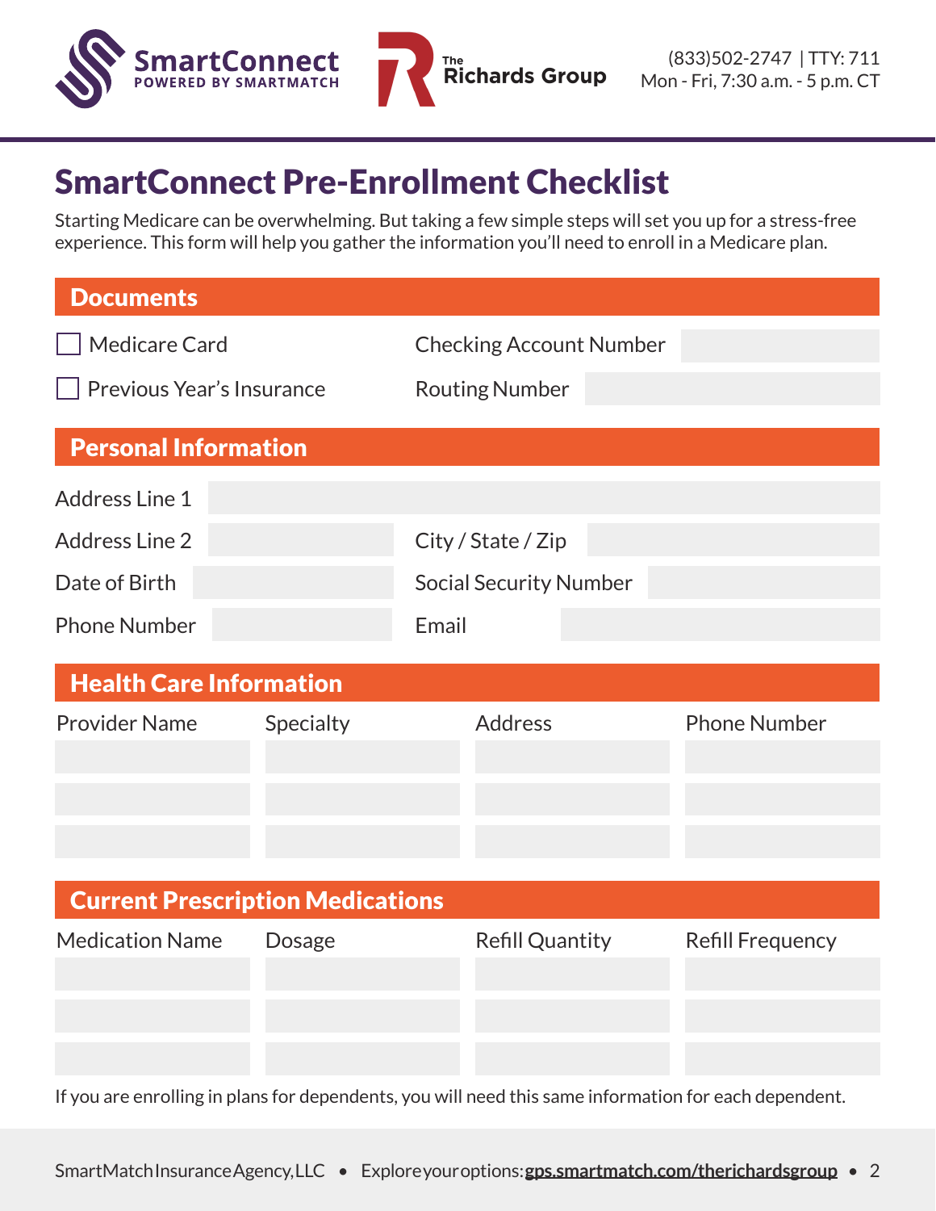SmartConnect POWERED BY SMARTMATCH

The Richards Group

(833)502-2747 | TTY: 711
Mon - Fri, 7:30 a.m. - 5 p.m. CT

# SmartConnect Pre-Enrollment Checklist

Starting Medicare can be overwhelming. But taking a few simple steps will set you up for a stress-free experience. This form will help you gather the information you'll need to enroll in a Medicare plan.

## Documents

- [ ] Medicare Card
- [ ] Previous Year's Insurance

Checking Account Number ____________

Routing Number ____________

## Personal Information

| | | | |
|---|---|---|---|
| Address Line 1 | | | |
| Address Line 2 | | City / State / Zip | |
| Date of Birth | | Social Security Number | |
| Phone Number | | Email | |

## Health Care Information

| Provider Name | Specialty | Address | Phone Number |
|---|---|---|---|
| | | | |
| | | | |
| | | | |

## Current Prescription Medications

| Medication Name | Dosage | Refill Quantity | Refill Frequency |
|---|---|---|---|
| | | | |
| | | | |
| | | | |

If you are enrolling in plans for dependents, you will need this same information for each dependent.

SmartMatch Insurance Agency, LLC • Explore your options: **gps.smartmatch.com/therichardsgroup**